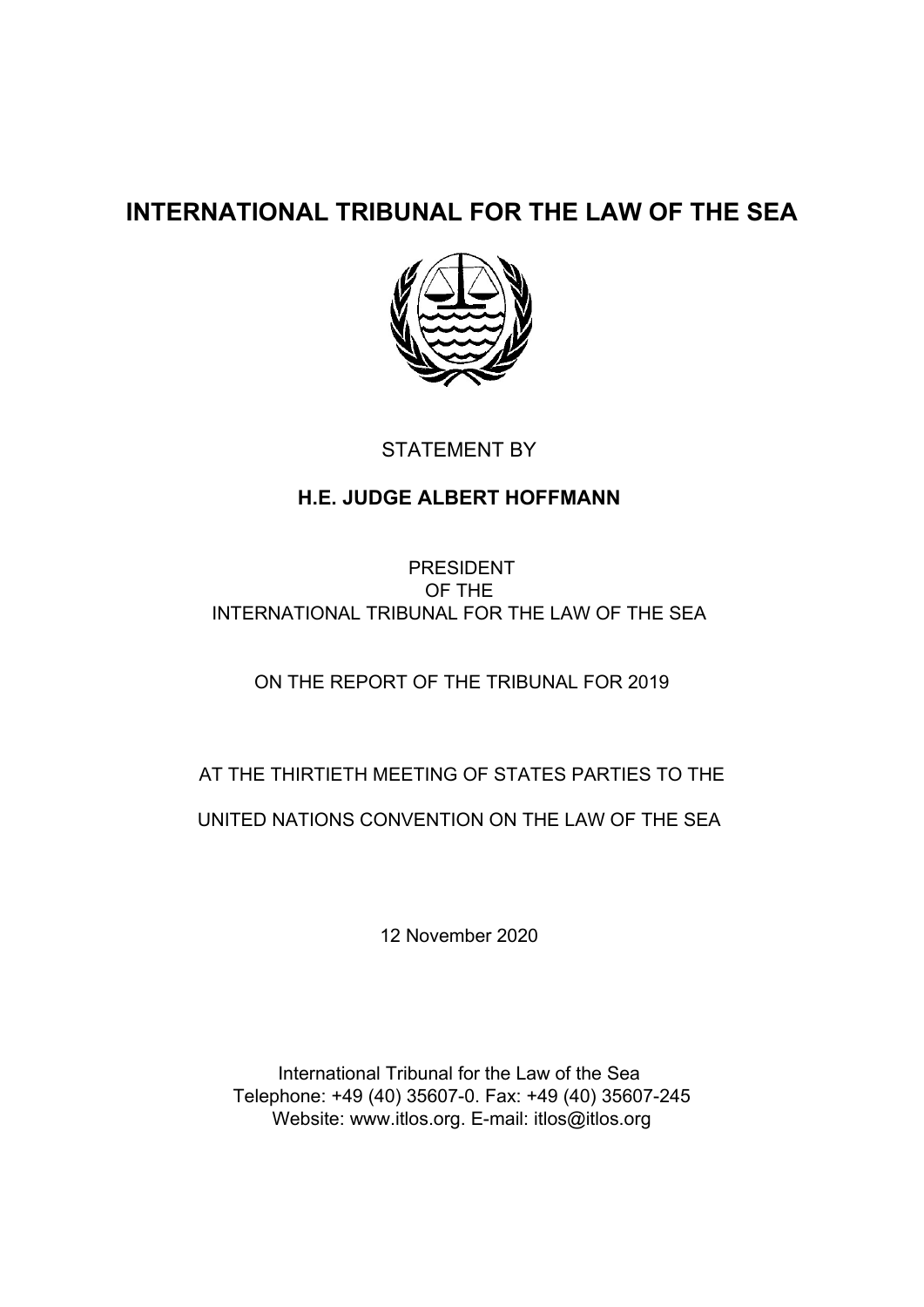# INTERNATIONAL TRIBUNAL FOR THE LAW OF THE SEA

STATEMENT BY

**H.E. JUDGE ALBERT HOFFMANN**

PRESIDENT
OF THE
INTERNATIONAL TRIBUNAL FOR THE LAW OF THE SEA

ON THE REPORT OF THE TRIBUNAL FOR 2019

AT THE THIRTIETH MEETING OF STATES PARTIES TO THE

UNITED NATIONS CONVENTION ON THE LAW OF THE SEA

12 November 2020

International Tribunal for the Law of the Sea
Telephone: +49 (40) 35607-0. Fax: +49 (40) 35607-245
Website: www.itlos.org. E-mail: itlos@itlos.org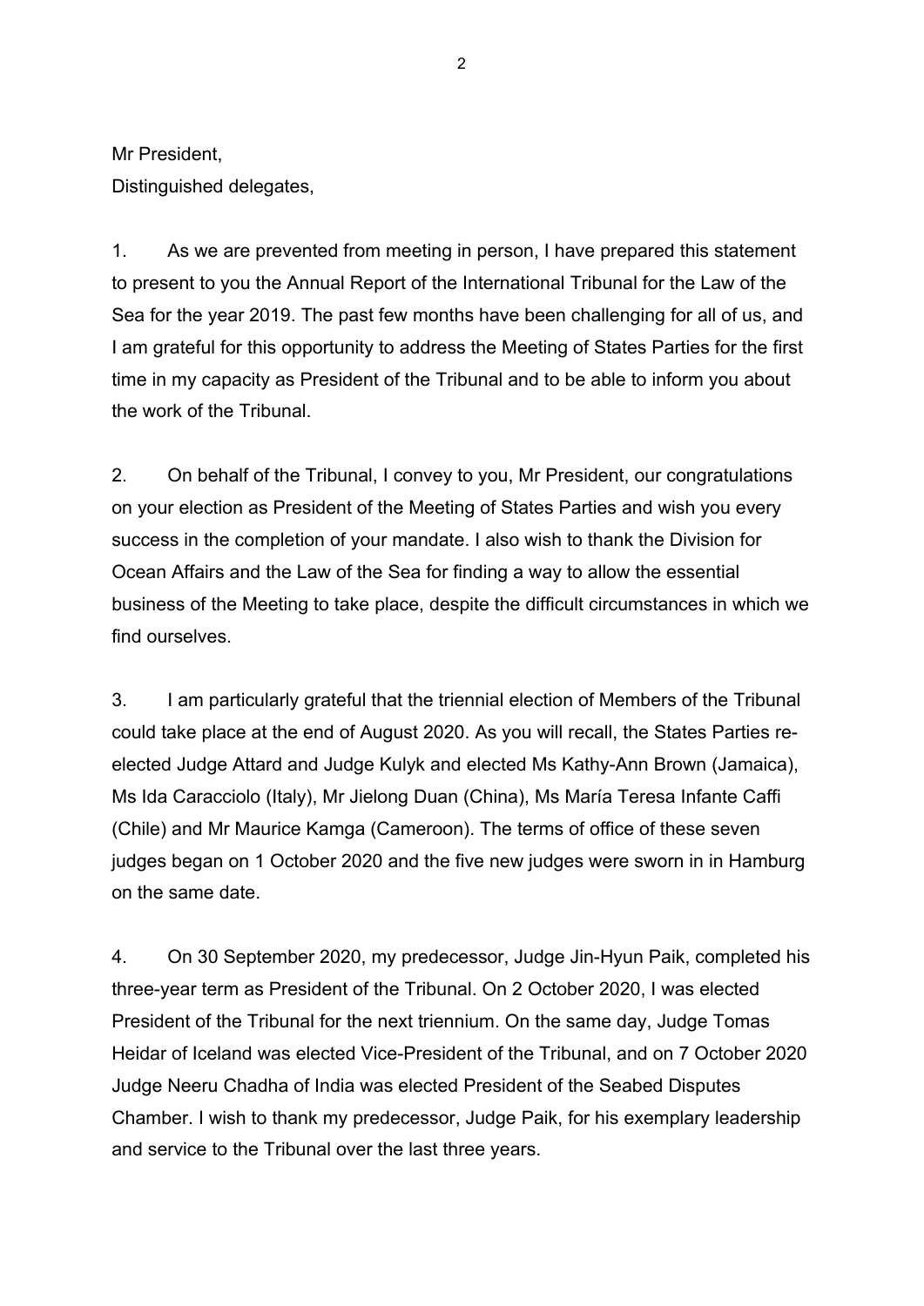Mr President,
Distinguished delegates,

1. As we are prevented from meeting in person, I have prepared this statement to present to you the Annual Report of the International Tribunal for the Law of the Sea for the year 2019. The past few months have been challenging for all of us, and I am grateful for this opportunity to address the Meeting of States Parties for the first time in my capacity as President of the Tribunal and to be able to inform you about the work of the Tribunal.

2. On behalf of the Tribunal, I convey to you, Mr President, our congratulations on your election as President of the Meeting of States Parties and wish you every success in the completion of your mandate. I also wish to thank the Division for Ocean Affairs and the Law of the Sea for finding a way to allow the essential business of the Meeting to take place, despite the difficult circumstances in which we find ourselves.

3. I am particularly grateful that the triennial election of Members of the Tribunal could take place at the end of August 2020. As you will recall, the States Parties re-elected Judge Attard and Judge Kulyk and elected Ms Kathy-Ann Brown (Jamaica), Ms Ida Caracciolo (Italy), Mr Jielong Duan (China), Ms María Teresa Infante Caffi (Chile) and Mr Maurice Kamga (Cameroon). The terms of office of these seven judges began on 1 October 2020 and the five new judges were sworn in in Hamburg on the same date.

4. On 30 September 2020, my predecessor, Judge Jin-Hyun Paik, completed his three-year term as President of the Tribunal. On 2 October 2020, I was elected President of the Tribunal for the next triennium. On the same day, Judge Tomas Heidar of Iceland was elected Vice-President of the Tribunal, and on 7 October 2020 Judge Neeru Chadha of India was elected President of the Seabed Disputes Chamber. I wish to thank my predecessor, Judge Paik, for his exemplary leadership and service to the Tribunal over the last three years.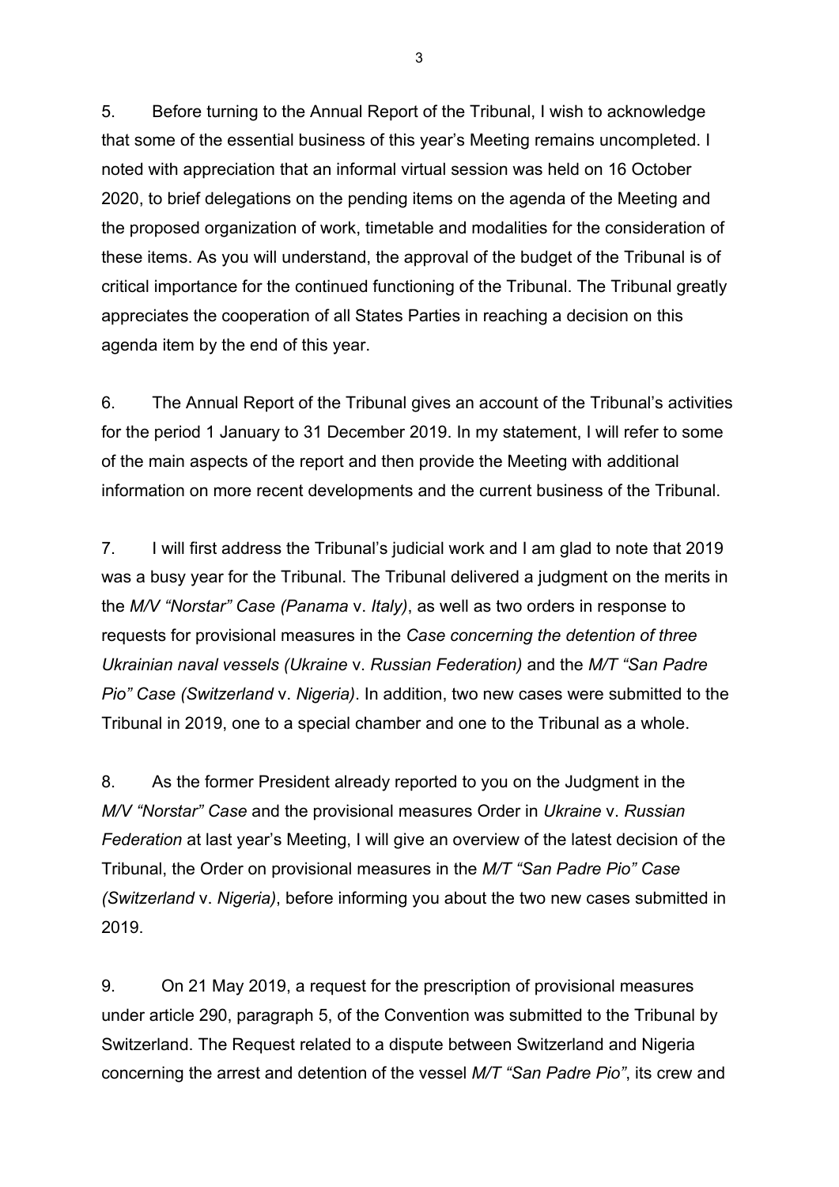5. Before turning to the Annual Report of the Tribunal, I wish to acknowledge that some of the essential business of this year's Meeting remains uncompleted. I noted with appreciation that an informal virtual session was held on 16 October 2020, to brief delegations on the pending items on the agenda of the Meeting and the proposed organization of work, timetable and modalities for the consideration of these items. As you will understand, the approval of the budget of the Tribunal is of critical importance for the continued functioning of the Tribunal. The Tribunal greatly appreciates the cooperation of all States Parties in reaching a decision on this agenda item by the end of this year.

6. The Annual Report of the Tribunal gives an account of the Tribunal's activities for the period 1 January to 31 December 2019. In my statement, I will refer to some of the main aspects of the report and then provide the Meeting with additional information on more recent developments and the current business of the Tribunal.

7. I will first address the Tribunal's judicial work and I am glad to note that 2019 was a busy year for the Tribunal. The Tribunal delivered a judgment on the merits in the *M/V "Norstar" Case (Panama* v. *Italy)*, as well as two orders in response to requests for provisional measures in the *Case concerning the detention of three Ukrainian naval vessels (Ukraine* v. *Russian Federation)* and the *M/T "San Padre Pio" Case (Switzerland* v. *Nigeria)*. In addition, two new cases were submitted to the Tribunal in 2019, one to a special chamber and one to the Tribunal as a whole.

8. As the former President already reported to you on the Judgment in the *M/V "Norstar" Case* and the provisional measures Order in *Ukraine* v. *Russian Federation* at last year's Meeting, I will give an overview of the latest decision of the Tribunal, the Order on provisional measures in the *M/T "San Padre Pio" Case (Switzerland* v. *Nigeria)*, before informing you about the two new cases submitted in 2019.

9. On 21 May 2019, a request for the prescription of provisional measures under article 290, paragraph 5, of the Convention was submitted to the Tribunal by Switzerland. The Request related to a dispute between Switzerland and Nigeria concerning the arrest and detention of the vessel *M/T "San Padre Pio"*, its crew and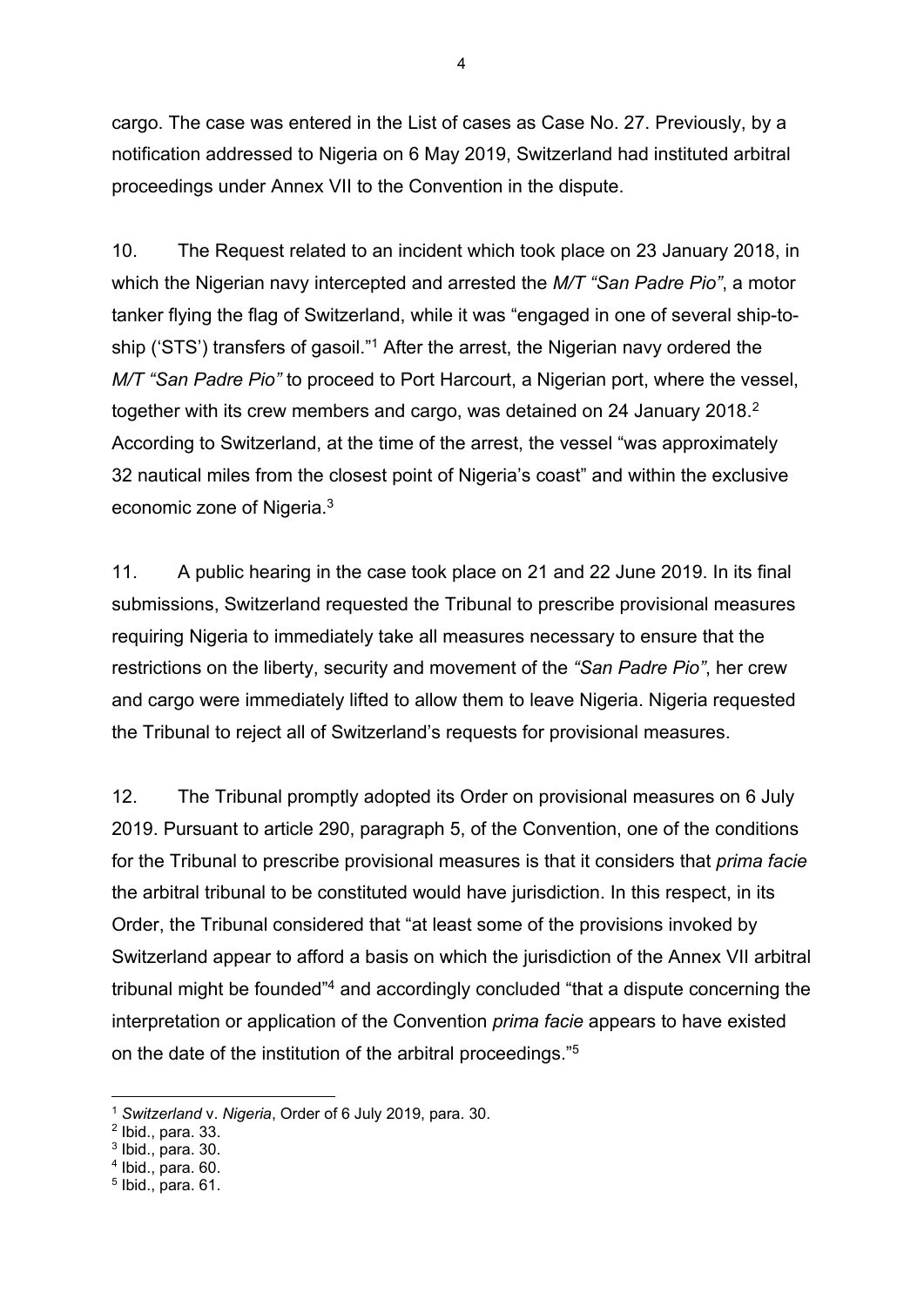cargo. The case was entered in the List of cases as Case No. 27. Previously, by a notification addressed to Nigeria on 6 May 2019, Switzerland had instituted arbitral proceedings under Annex VII to the Convention in the dispute.

10. The Request related to an incident which took place on 23 January 2018, in which the Nigerian navy intercepted and arrested the *M/T "San Padre Pio"*, a motor tanker flying the flag of Switzerland, while it was "engaged in one of several ship-to-ship ('STS') transfers of gasoil."[1] After the arrest, the Nigerian navy ordered the *M/T "San Padre Pio"* to proceed to Port Harcourt, a Nigerian port, where the vessel, together with its crew members and cargo, was detained on 24 January 2018.[2] According to Switzerland, at the time of the arrest, the vessel "was approximately 32 nautical miles from the closest point of Nigeria's coast" and within the exclusive economic zone of Nigeria.[3]

11. A public hearing in the case took place on 21 and 22 June 2019. In its final submissions, Switzerland requested the Tribunal to prescribe provisional measures requiring Nigeria to immediately take all measures necessary to ensure that the restrictions on the liberty, security and movement of the *"San Padre Pio"*, her crew and cargo were immediately lifted to allow them to leave Nigeria. Nigeria requested the Tribunal to reject all of Switzerland's requests for provisional measures.

12. The Tribunal promptly adopted its Order on provisional measures on 6 July 2019. Pursuant to article 290, paragraph 5, of the Convention, one of the conditions for the Tribunal to prescribe provisional measures is that it considers that *prima facie* the arbitral tribunal to be constituted would have jurisdiction. In this respect, in its Order, the Tribunal considered that "at least some of the provisions invoked by Switzerland appear to afford a basis on which the jurisdiction of the Annex VII arbitral tribunal might be founded"[4] and accordingly concluded "that a dispute concerning the interpretation or application of the Convention *prima facie* appears to have existed on the date of the institution of the arbitral proceedings."[5]

---

[1] *Switzerland* v. *Nigeria*, Order of 6 July 2019, para. 30.
[2] Ibid., para. 33.
[3] Ibid., para. 30.
[4] Ibid., para. 60.
[5] Ibid., para. 61.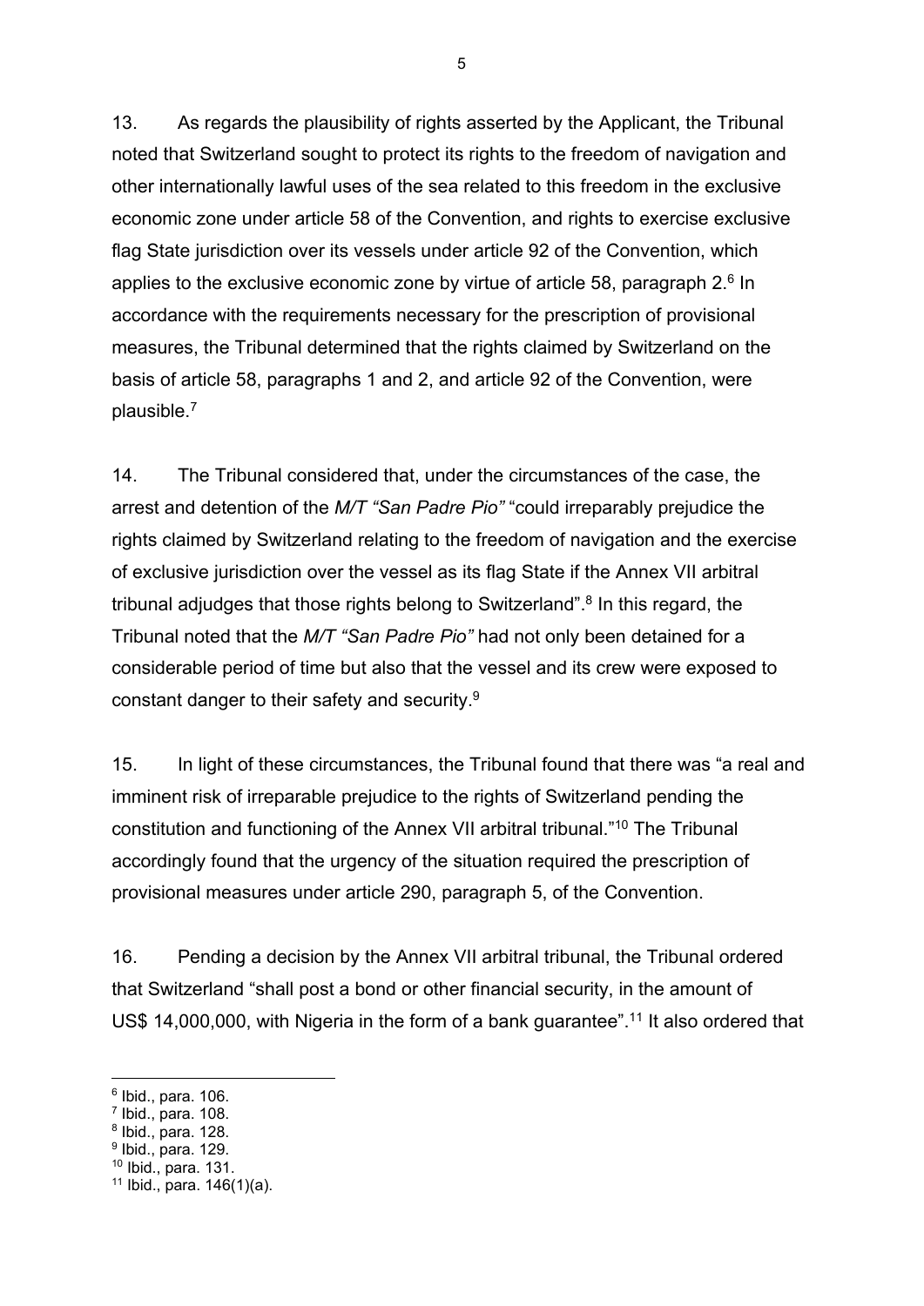13. As regards the plausibility of rights asserted by the Applicant, the Tribunal noted that Switzerland sought to protect its rights to the freedom of navigation and other internationally lawful uses of the sea related to this freedom in the exclusive economic zone under article 58 of the Convention, and rights to exercise exclusive flag State jurisdiction over its vessels under article 92 of the Convention, which applies to the exclusive economic zone by virtue of article 58, paragraph 2.[6] In accordance with the requirements necessary for the prescription of provisional measures, the Tribunal determined that the rights claimed by Switzerland on the basis of article 58, paragraphs 1 and 2, and article 92 of the Convention, were plausible.[7]

14. The Tribunal considered that, under the circumstances of the case, the arrest and detention of the *M/T "San Padre Pio"* "could irreparably prejudice the rights claimed by Switzerland relating to the freedom of navigation and the exercise of exclusive jurisdiction over the vessel as its flag State if the Annex VII arbitral tribunal adjudges that those rights belong to Switzerland".[8] In this regard, the Tribunal noted that the *M/T "San Padre Pio"* had not only been detained for a considerable period of time but also that the vessel and its crew were exposed to constant danger to their safety and security.[9]

15. In light of these circumstances, the Tribunal found that there was "a real and imminent risk of irreparable prejudice to the rights of Switzerland pending the constitution and functioning of the Annex VII arbitral tribunal."[10] The Tribunal accordingly found that the urgency of the situation required the prescription of provisional measures under article 290, paragraph 5, of the Convention.

16. Pending a decision by the Annex VII arbitral tribunal, the Tribunal ordered that Switzerland "shall post a bond or other financial security, in the amount of US$ 14,000,000, with Nigeria in the form of a bank guarantee".[11] It also ordered that

---

[6] Ibid., para. 106.
[7] Ibid., para. 108.
[8] Ibid., para. 128.
[9] Ibid., para. 129.
[10] Ibid., para. 131.
[11] Ibid., para. 146(1)(a).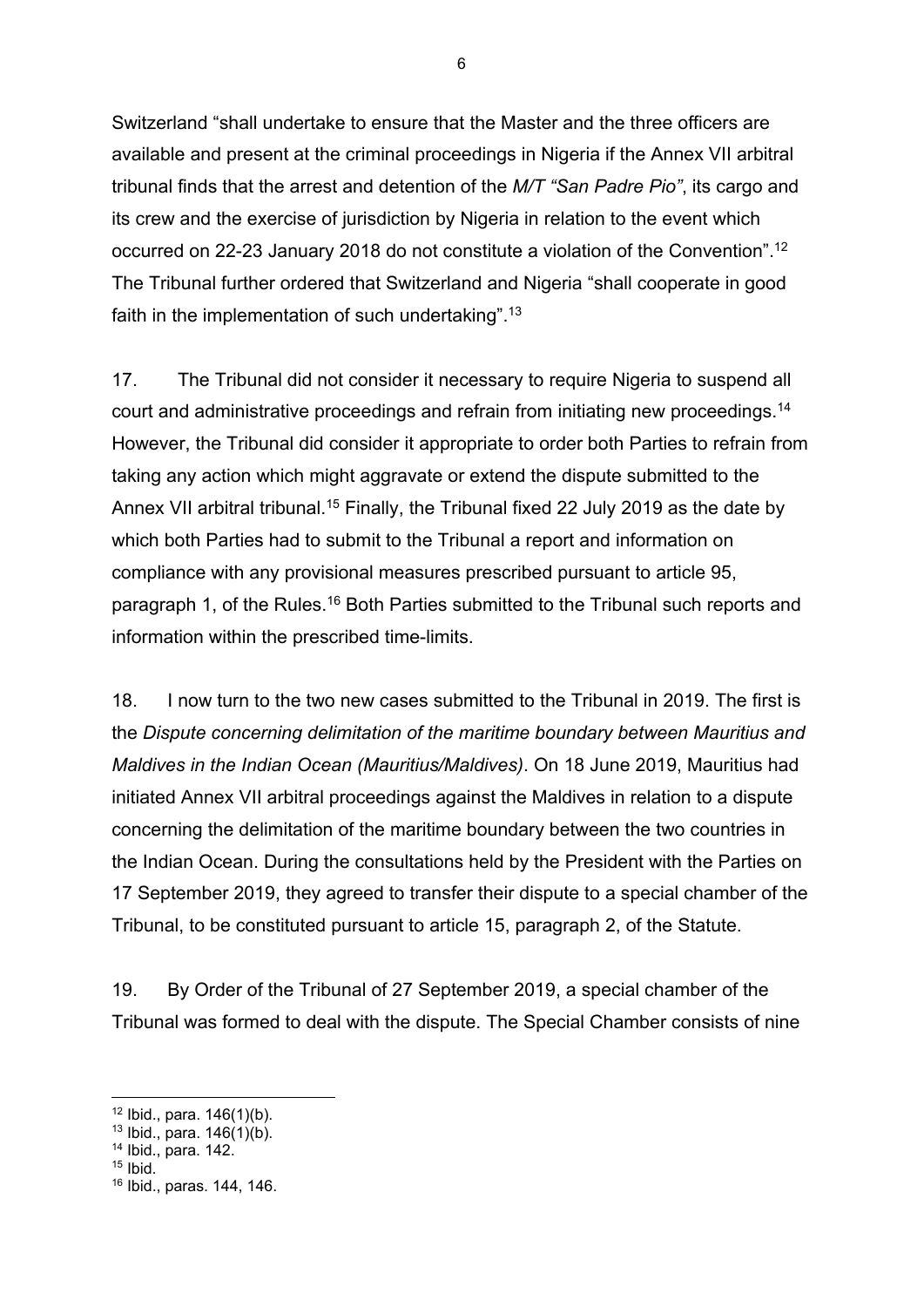Switzerland "shall undertake to ensure that the Master and the three officers are available and present at the criminal proceedings in Nigeria if the Annex VII arbitral tribunal finds that the arrest and detention of the *M/T "San Padre Pio"*, its cargo and its crew and the exercise of jurisdiction by Nigeria in relation to the event which occurred on 22-23 January 2018 do not constitute a violation of the Convention".[12] The Tribunal further ordered that Switzerland and Nigeria "shall cooperate in good faith in the implementation of such undertaking".[13]

17. The Tribunal did not consider it necessary to require Nigeria to suspend all court and administrative proceedings and refrain from initiating new proceedings.[14] However, the Tribunal did consider it appropriate to order both Parties to refrain from taking any action which might aggravate or extend the dispute submitted to the Annex VII arbitral tribunal.[15] Finally, the Tribunal fixed 22 July 2019 as the date by which both Parties had to submit to the Tribunal a report and information on compliance with any provisional measures prescribed pursuant to article 95, paragraph 1, of the Rules.[16] Both Parties submitted to the Tribunal such reports and information within the prescribed time-limits.

18. I now turn to the two new cases submitted to the Tribunal in 2019. The first is the *Dispute concerning delimitation of the maritime boundary between Mauritius and Maldives in the Indian Ocean (Mauritius/Maldives)*. On 18 June 2019, Mauritius had initiated Annex VII arbitral proceedings against the Maldives in relation to a dispute concerning the delimitation of the maritime boundary between the two countries in the Indian Ocean. During the consultations held by the President with the Parties on 17 September 2019, they agreed to transfer their dispute to a special chamber of the Tribunal, to be constituted pursuant to article 15, paragraph 2, of the Statute.

19. By Order of the Tribunal of 27 September 2019, a special chamber of the Tribunal was formed to deal with the dispute. The Special Chamber consists of nine

---

[12] Ibid., para. 146(1)(b).
[13] Ibid., para. 146(1)(b).
[14] Ibid., para. 142.
[15] Ibid.
[16] Ibid., paras. 144, 146.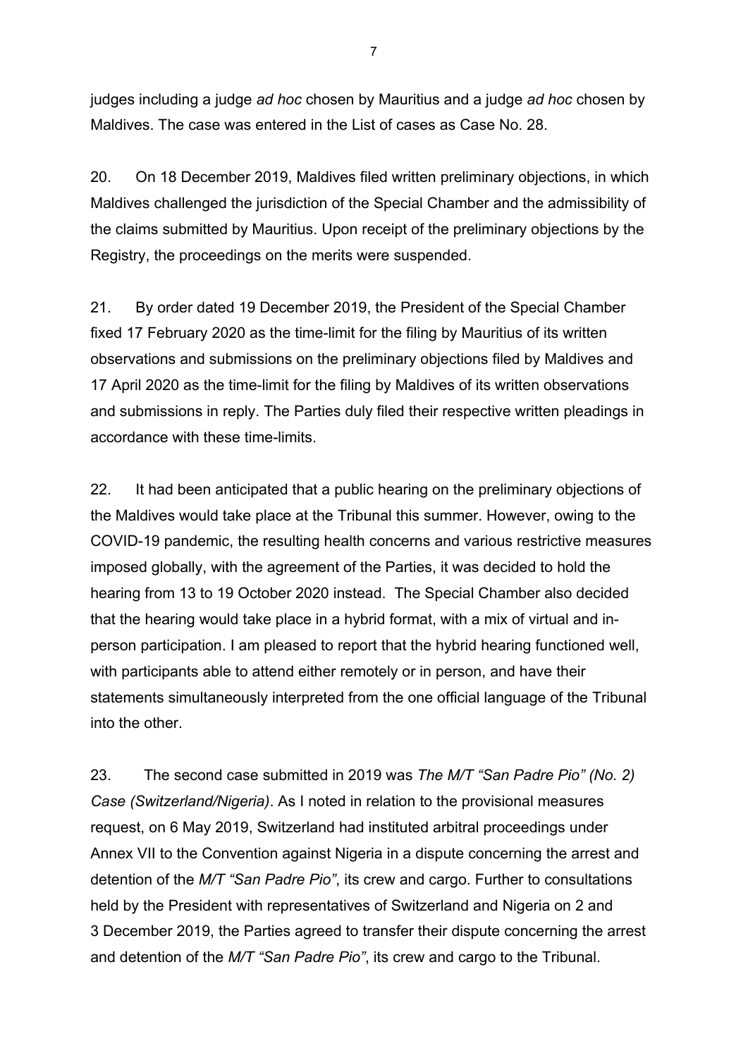judges including a judge *ad hoc* chosen by Mauritius and a judge *ad hoc* chosen by Maldives. The case was entered in the List of cases as Case No. 28.

20. On 18 December 2019, Maldives filed written preliminary objections, in which Maldives challenged the jurisdiction of the Special Chamber and the admissibility of the claims submitted by Mauritius. Upon receipt of the preliminary objections by the Registry, the proceedings on the merits were suspended.

21. By order dated 19 December 2019, the President of the Special Chamber fixed 17 February 2020 as the time-limit for the filing by Mauritius of its written observations and submissions on the preliminary objections filed by Maldives and 17 April 2020 as the time-limit for the filing by Maldives of its written observations and submissions in reply. The Parties duly filed their respective written pleadings in accordance with these time-limits.

22. It had been anticipated that a public hearing on the preliminary objections of the Maldives would take place at the Tribunal this summer. However, owing to the COVID-19 pandemic, the resulting health concerns and various restrictive measures imposed globally, with the agreement of the Parties, it was decided to hold the hearing from 13 to 19 October 2020 instead. The Special Chamber also decided that the hearing would take place in a hybrid format, with a mix of virtual and in-person participation. I am pleased to report that the hybrid hearing functioned well, with participants able to attend either remotely or in person, and have their statements simultaneously interpreted from the one official language of the Tribunal into the other.

23. The second case submitted in 2019 was *The M/T "San Padre Pio" (No. 2) Case (Switzerland/Nigeria)*. As I noted in relation to the provisional measures request, on 6 May 2019, Switzerland had instituted arbitral proceedings under Annex VII to the Convention against Nigeria in a dispute concerning the arrest and detention of the *M/T "San Padre Pio"*, its crew and cargo. Further to consultations held by the President with representatives of Switzerland and Nigeria on 2 and 3 December 2019, the Parties agreed to transfer their dispute concerning the arrest and detention of the *M/T "San Padre Pio"*, its crew and cargo to the Tribunal.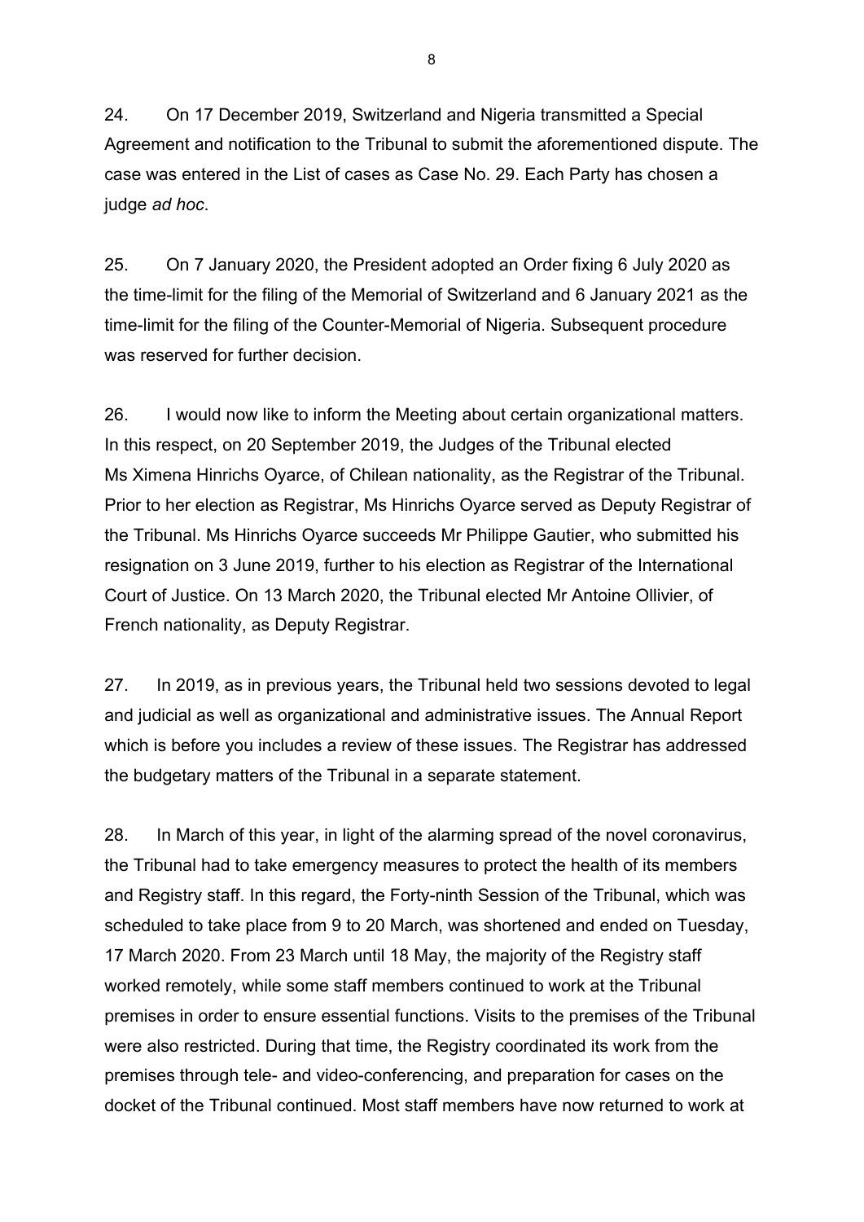24. On 17 December 2019, Switzerland and Nigeria transmitted a Special Agreement and notification to the Tribunal to submit the aforementioned dispute. The case was entered in the List of cases as Case No. 29. Each Party has chosen a judge *ad hoc*.

25. On 7 January 2020, the President adopted an Order fixing 6 July 2020 as the time-limit for the filing of the Memorial of Switzerland and 6 January 2021 as the time-limit for the filing of the Counter-Memorial of Nigeria. Subsequent procedure was reserved for further decision.

26. I would now like to inform the Meeting about certain organizational matters. In this respect, on 20 September 2019, the Judges of the Tribunal elected Ms Ximena Hinrichs Oyarce, of Chilean nationality, as the Registrar of the Tribunal. Prior to her election as Registrar, Ms Hinrichs Oyarce served as Deputy Registrar of the Tribunal. Ms Hinrichs Oyarce succeeds Mr Philippe Gautier, who submitted his resignation on 3 June 2019, further to his election as Registrar of the International Court of Justice. On 13 March 2020, the Tribunal elected Mr Antoine Ollivier, of French nationality, as Deputy Registrar.

27. In 2019, as in previous years, the Tribunal held two sessions devoted to legal and judicial as well as organizational and administrative issues. The Annual Report which is before you includes a review of these issues. The Registrar has addressed the budgetary matters of the Tribunal in a separate statement.

28. In March of this year, in light of the alarming spread of the novel coronavirus, the Tribunal had to take emergency measures to protect the health of its members and Registry staff. In this regard, the Forty-ninth Session of the Tribunal, which was scheduled to take place from 9 to 20 March, was shortened and ended on Tuesday, 17 March 2020. From 23 March until 18 May, the majority of the Registry staff worked remotely, while some staff members continued to work at the Tribunal premises in order to ensure essential functions. Visits to the premises of the Tribunal were also restricted. During that time, the Registry coordinated its work from the premises through tele- and video-conferencing, and preparation for cases on the docket of the Tribunal continued. Most staff members have now returned to work at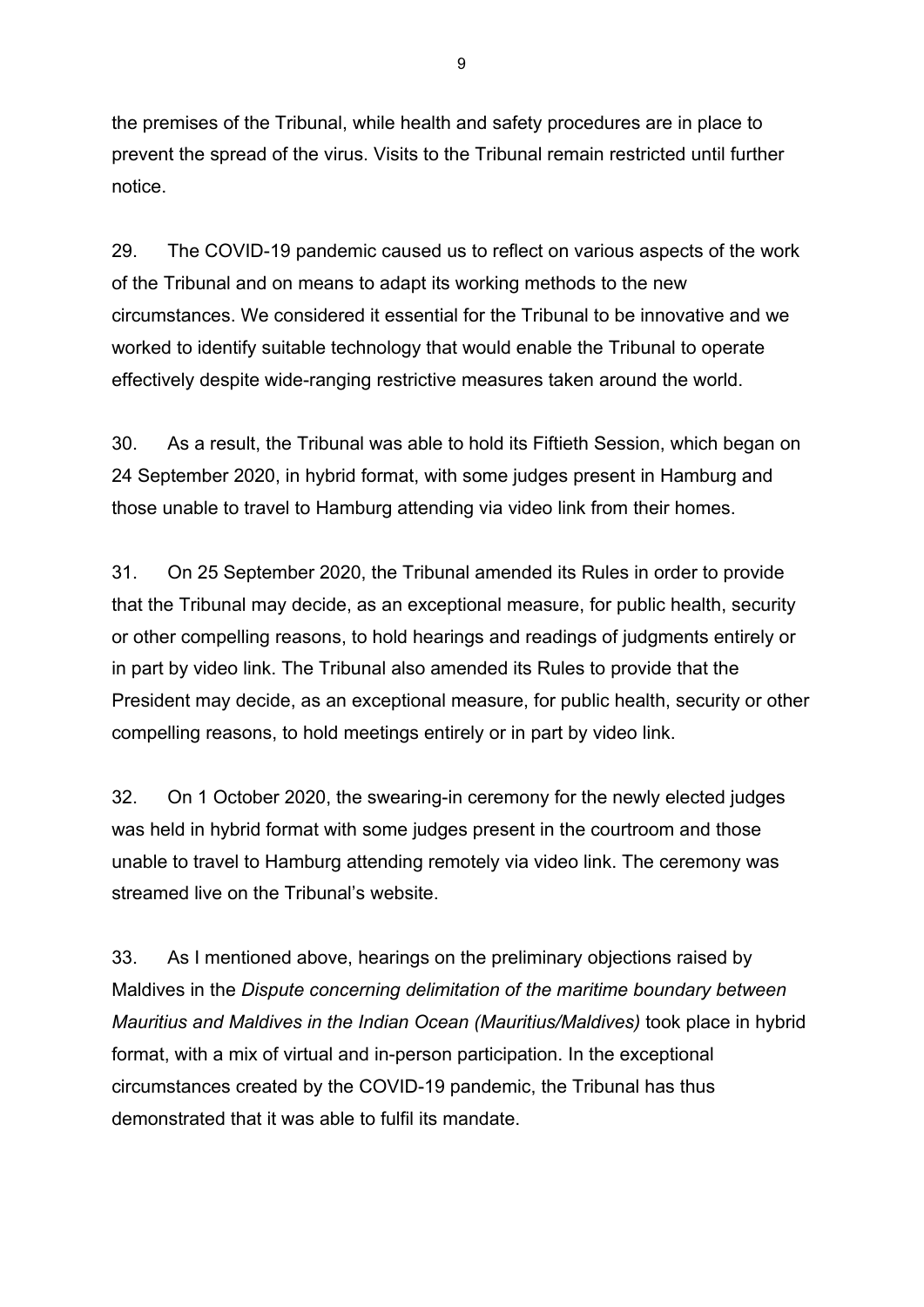the premises of the Tribunal, while health and safety procedures are in place to prevent the spread of the virus. Visits to the Tribunal remain restricted until further notice.

29. The COVID-19 pandemic caused us to reflect on various aspects of the work of the Tribunal and on means to adapt its working methods to the new circumstances. We considered it essential for the Tribunal to be innovative and we worked to identify suitable technology that would enable the Tribunal to operate effectively despite wide-ranging restrictive measures taken around the world.

30. As a result, the Tribunal was able to hold its Fiftieth Session, which began on 24 September 2020, in hybrid format, with some judges present in Hamburg and those unable to travel to Hamburg attending via video link from their homes.

31. On 25 September 2020, the Tribunal amended its Rules in order to provide that the Tribunal may decide, as an exceptional measure, for public health, security or other compelling reasons, to hold hearings and readings of judgments entirely or in part by video link. The Tribunal also amended its Rules to provide that the President may decide, as an exceptional measure, for public health, security or other compelling reasons, to hold meetings entirely or in part by video link.

32. On 1 October 2020, the swearing-in ceremony for the newly elected judges was held in hybrid format with some judges present in the courtroom and those unable to travel to Hamburg attending remotely via video link. The ceremony was streamed live on the Tribunal's website.

33. As I mentioned above, hearings on the preliminary objections raised by Maldives in the *Dispute concerning delimitation of the maritime boundary between Mauritius and Maldives in the Indian Ocean (Mauritius/Maldives)* took place in hybrid format, with a mix of virtual and in-person participation. In the exceptional circumstances created by the COVID-19 pandemic, the Tribunal has thus demonstrated that it was able to fulfil its mandate.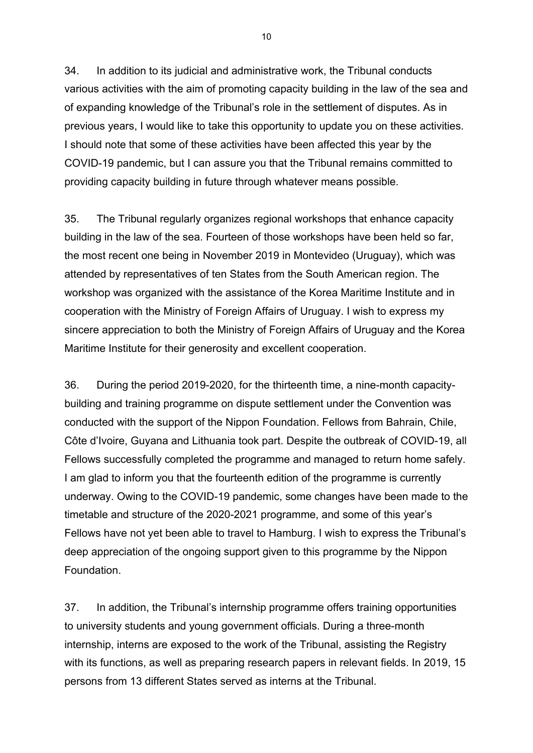34. In addition to its judicial and administrative work, the Tribunal conducts various activities with the aim of promoting capacity building in the law of the sea and of expanding knowledge of the Tribunal's role in the settlement of disputes. As in previous years, I would like to take this opportunity to update you on these activities. I should note that some of these activities have been affected this year by the COVID-19 pandemic, but I can assure you that the Tribunal remains committed to providing capacity building in future through whatever means possible.

35. The Tribunal regularly organizes regional workshops that enhance capacity building in the law of the sea. Fourteen of those workshops have been held so far, the most recent one being in November 2019 in Montevideo (Uruguay), which was attended by representatives of ten States from the South American region. The workshop was organized with the assistance of the Korea Maritime Institute and in cooperation with the Ministry of Foreign Affairs of Uruguay. I wish to express my sincere appreciation to both the Ministry of Foreign Affairs of Uruguay and the Korea Maritime Institute for their generosity and excellent cooperation.

36. During the period 2019-2020, for the thirteenth time, a nine-month capacity-building and training programme on dispute settlement under the Convention was conducted with the support of the Nippon Foundation. Fellows from Bahrain, Chile, Côte d'Ivoire, Guyana and Lithuania took part. Despite the outbreak of COVID-19, all Fellows successfully completed the programme and managed to return home safely. I am glad to inform you that the fourteenth edition of the programme is currently underway. Owing to the COVID-19 pandemic, some changes have been made to the timetable and structure of the 2020-2021 programme, and some of this year's Fellows have not yet been able to travel to Hamburg. I wish to express the Tribunal's deep appreciation of the ongoing support given to this programme by the Nippon Foundation.

37. In addition, the Tribunal's internship programme offers training opportunities to university students and young government officials. During a three-month internship, interns are exposed to the work of the Tribunal, assisting the Registry with its functions, as well as preparing research papers in relevant fields. In 2019, 15 persons from 13 different States served as interns at the Tribunal.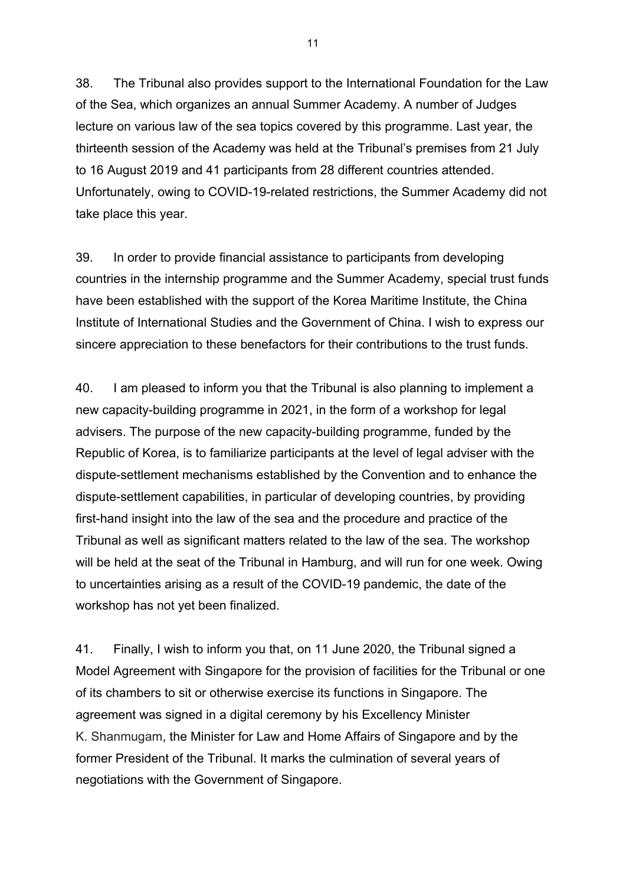38. The Tribunal also provides support to the International Foundation for the Law of the Sea, which organizes an annual Summer Academy. A number of Judges lecture on various law of the sea topics covered by this programme. Last year, the thirteenth session of the Academy was held at the Tribunal's premises from 21 July to 16 August 2019 and 41 participants from 28 different countries attended. Unfortunately, owing to COVID-19-related restrictions, the Summer Academy did not take place this year.

39. In order to provide financial assistance to participants from developing countries in the internship programme and the Summer Academy, special trust funds have been established with the support of the Korea Maritime Institute, the China Institute of International Studies and the Government of China. I wish to express our sincere appreciation to these benefactors for their contributions to the trust funds.

40. I am pleased to inform you that the Tribunal is also planning to implement a new capacity-building programme in 2021, in the form of a workshop for legal advisers. The purpose of the new capacity-building programme, funded by the Republic of Korea, is to familiarize participants at the level of legal adviser with the dispute-settlement mechanisms established by the Convention and to enhance the dispute-settlement capabilities, in particular of developing countries, by providing first-hand insight into the law of the sea and the procedure and practice of the Tribunal as well as significant matters related to the law of the sea. The workshop will be held at the seat of the Tribunal in Hamburg, and will run for one week. Owing to uncertainties arising as a result of the COVID-19 pandemic, the date of the workshop has not yet been finalized.

41. Finally, I wish to inform you that, on 11 June 2020, the Tribunal signed a Model Agreement with Singapore for the provision of facilities for the Tribunal or one of its chambers to sit or otherwise exercise its functions in Singapore. The agreement was signed in a digital ceremony by his Excellency Minister K. Shanmugam, the Minister for Law and Home Affairs of Singapore and by the former President of the Tribunal. It marks the culmination of several years of negotiations with the Government of Singapore.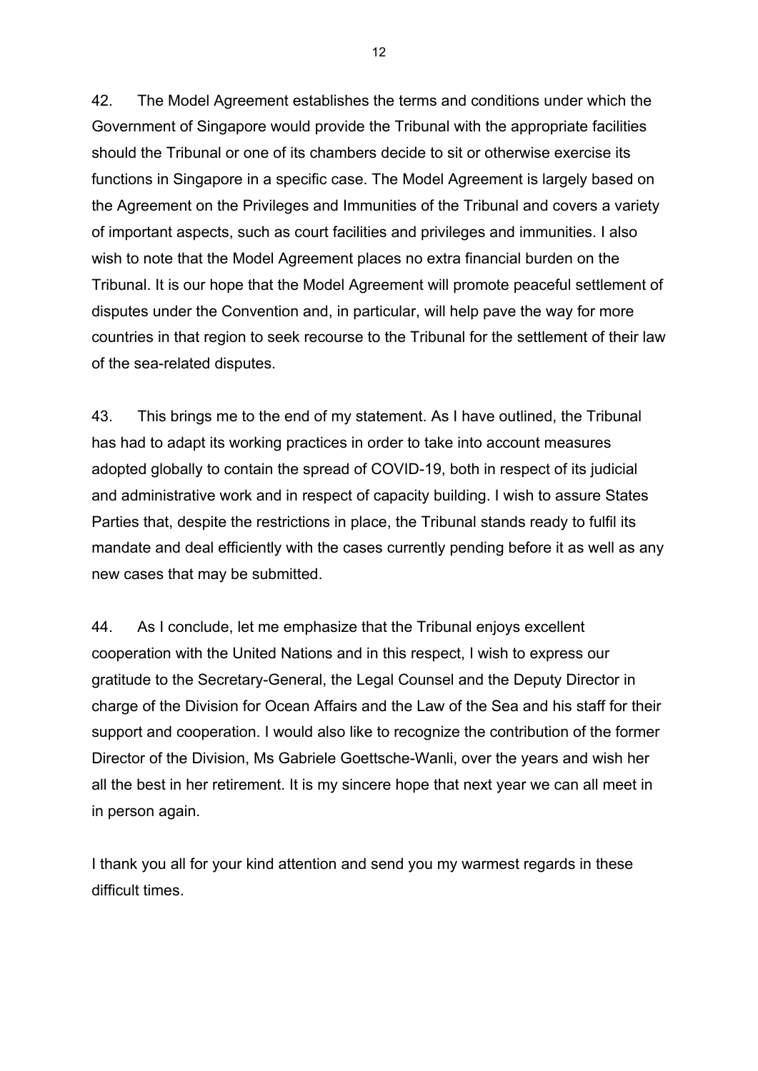42. The Model Agreement establishes the terms and conditions under which the Government of Singapore would provide the Tribunal with the appropriate facilities should the Tribunal or one of its chambers decide to sit or otherwise exercise its functions in Singapore in a specific case. The Model Agreement is largely based on the Agreement on the Privileges and Immunities of the Tribunal and covers a variety of important aspects, such as court facilities and privileges and immunities. I also wish to note that the Model Agreement places no extra financial burden on the Tribunal. It is our hope that the Model Agreement will promote peaceful settlement of disputes under the Convention and, in particular, will help pave the way for more countries in that region to seek recourse to the Tribunal for the settlement of their law of the sea-related disputes.

43. This brings me to the end of my statement. As I have outlined, the Tribunal has had to adapt its working practices in order to take into account measures adopted globally to contain the spread of COVID-19, both in respect of its judicial and administrative work and in respect of capacity building. I wish to assure States Parties that, despite the restrictions in place, the Tribunal stands ready to fulfil its mandate and deal efficiently with the cases currently pending before it as well as any new cases that may be submitted.

44. As I conclude, let me emphasize that the Tribunal enjoys excellent cooperation with the United Nations and in this respect, I wish to express our gratitude to the Secretary-General, the Legal Counsel and the Deputy Director in charge of the Division for Ocean Affairs and the Law of the Sea and his staff for their support and cooperation. I would also like to recognize the contribution of the former Director of the Division, Ms Gabriele Goettsche-Wanli, over the years and wish her all the best in her retirement. It is my sincere hope that next year we can all meet in in person again.

I thank you all for your kind attention and send you my warmest regards in these difficult times.